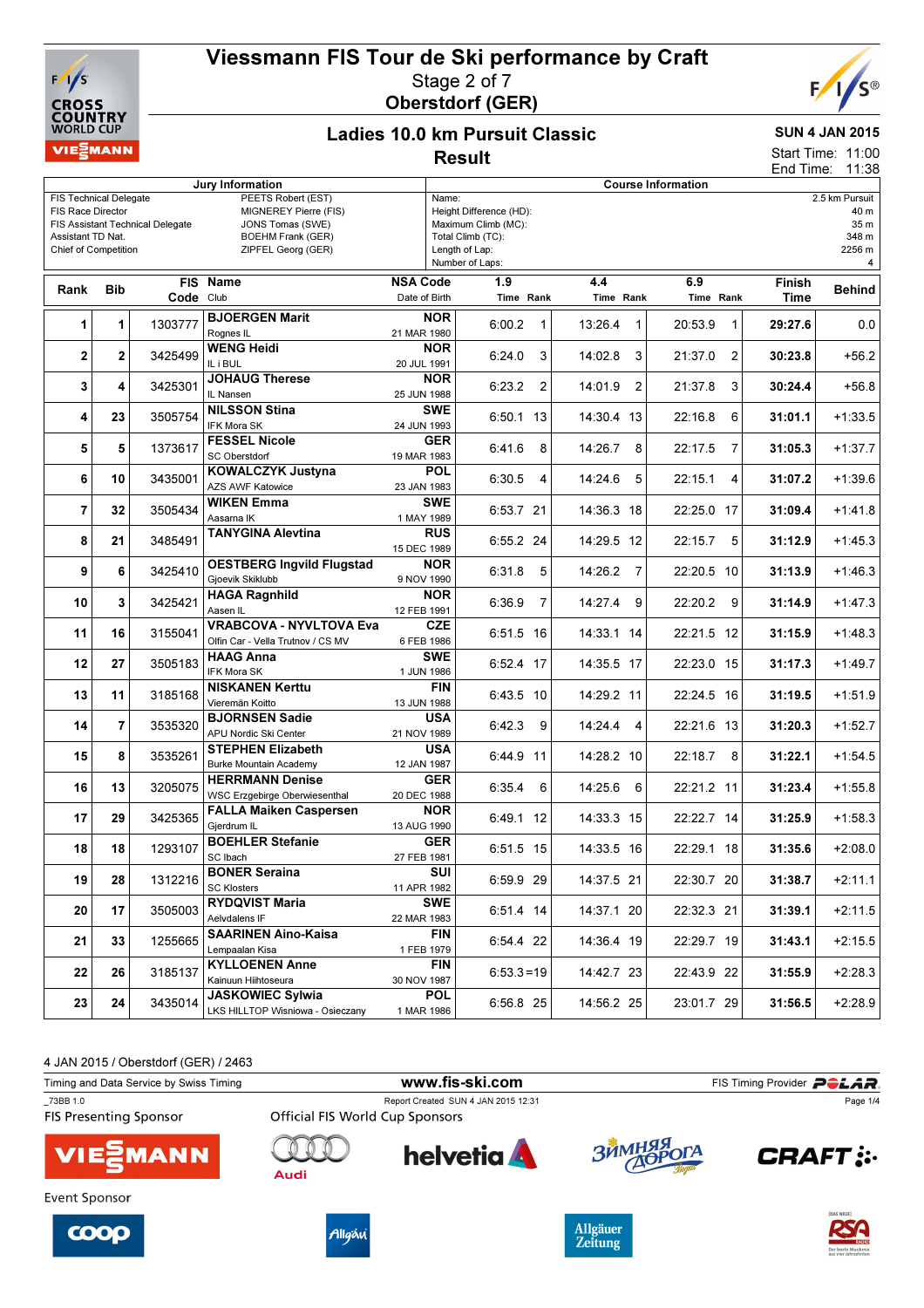# Viessmann FIS Tour de Ski performance by Craft

Stage 2 of 7

Oberstdorf (GER)

## Ladies 10.0 km Pursuit Classic

### Result

SUN 4 JAN 2015

Start Time: 11:00

End Time: 11:38

| Jury Information | |
|---|---|
| FIS Technical Delegate | PEETS Robert (EST) |
| FIS Race Director | MIGNEREY Pierre (FIS) |
| FIS Assistant Technical Delegate | JONS Tomas (SWE) |
| Assistant TD Nat. | BOEHM Frank (GER) |
| Chief of Competition | ZIPFEL Georg (GER) |

| Course Information | |
|---|---|
| Name: | 2.5 km Pursuit |
| Height Difference (HD): | 40 m |
| Maximum Climb (MC): | 35 m |
| Total Climb (TC): | 348 m |
| Length of Lap: | 2256 m |
| Number of Laps: | 4 |

| Rank | Bib | FIS Code | Name / Club | NSA Code / Date of Birth | 1.9 Time | 1.9 Rank | 4.4 Time | 4.4 Rank | 6.9 Time | 6.9 Rank | Finish Time | Behind |
|---|---|---|---|---|---|---|---|---|---|---|---|---|
| 1 | 1 | 1303777 | **BJOERGEN Marit** Rognes IL | **NOR** 21 MAR 1980 | 6:00.2 | 1 | 13:26.4 | 1 | 20:53.9 | 1 | **29:27.6** | 0.0 |
| 2 | 2 | 3425499 | **WENG Heidi** IL i BUL | **NOR** 20 JUL 1991 | 6:24.0 | 3 | 14:02.8 | 3 | 21:37.0 | 2 | **30:23.8** | +56.2 |
| 3 | 4 | 3425301 | **JOHAUG Therese** IL Nansen | **NOR** 25 JUN 1988 | 6:23.2 | 2 | 14:01.9 | 2 | 21:37.8 | 3 | **30:24.4** | +56.8 |
| 4 | 23 | 3505754 | **NILSSON Stina** IFK Mora SK | **SWE** 24 JUN 1993 | 6:50.1 | 13 | 14:30.4 | 13 | 22:16.8 | 6 | **31:01.1** | +1:33.5 |
| 5 | 5 | 1373617 | **FESSEL Nicole** SC Oberstdorf | **GER** 19 MAR 1983 | 6:41.6 | 8 | 14:26.7 | 8 | 22:17.5 | 7 | **31:05.3** | +1:37.7 |
| 6 | 10 | 3435001 | **KOWALCZYK Justyna** AZS AWF Katowice | **POL** 23 JAN 1983 | 6:30.5 | 4 | 14:24.6 | 5 | 22:15.1 | 4 | **31:07.2** | +1:39.6 |
| 7 | 32 | 3505434 | **WIKEN Emma** Aasarna IK | **SWE** 1 MAY 1989 | 6:53.7 | 21 | 14:36.3 | 18 | 22:25.0 | 17 | **31:09.4** | +1:41.8 |
| 8 | 21 | 3485491 | **TANYGINA Alevtina** | **RUS** 15 DEC 1989 | 6:55.2 | 24 | 14:29.5 | 12 | 22:15.7 | 5 | **31:12.9** | +1:45.3 |
| 9 | 6 | 3425410 | **OESTBERG Ingvild Flugstad** Gjoevik Skiklubb | **NOR** 9 NOV 1990 | 6:31.8 | 5 | 14:26.2 | 7 | 22:20.5 | 10 | **31:13.9** | +1:46.3 |
| 10 | 3 | 3425421 | **HAGA Ragnhild** Aasen IL | **NOR** 12 FEB 1991 | 6:36.9 | 7 | 14:27.4 | 9 | 22:20.2 | 9 | **31:14.9** | +1:47.3 |
| 11 | 16 | 3155041 | **VRABCOVA - NYVLTOVA Eva** Olfin Car - Vella Trutnov / CS MV | **CZE** 6 FEB 1986 | 6:51.5 | 16 | 14:33.1 | 14 | 22:21.5 | 12 | **31:15.9** | +1:48.3 |
| 12 | 27 | 3505183 | **HAAG Anna** IFK Mora SK | **SWE** 1 JUN 1986 | 6:52.4 | 17 | 14:35.5 | 17 | 22:23.0 | 15 | **31:17.3** | +1:49.7 |
| 13 | 11 | 3185168 | **NISKANEN Kerttu** Vieremän Koitto | **FIN** 13 JUN 1988 | 6:43.5 | 10 | 14:29.2 | 11 | 22:24.5 | 16 | **31:19.5** | +1:51.9 |
| 14 | 7 | 3535320 | **BJORNSEN Sadie** APU Nordic Ski Center | **USA** 21 NOV 1989 | 6:42.3 | 9 | 14:24.4 | 4 | 22:21.6 | 13 | **31:20.3** | +1:52.7 |
| 15 | 8 | 3535261 | **STEPHEN Elizabeth** Burke Mountain Academy | **USA** 12 JAN 1987 | 6:44.9 | 11 | 14:28.2 | 10 | 22:18.7 | 8 | **31:22.1** | +1:54.5 |
| 16 | 13 | 3205075 | **HERRMANN Denise** WSC Erzgebirge Oberwiesenthal | **GER** 20 DEC 1988 | 6:35.4 | 6 | 14:25.6 | 6 | 22:21.2 | 11 | **31:23.4** | +1:55.8 |
| 17 | 29 | 3425365 | **FALLA Maiken Caspersen** Gjerdrum IL | **NOR** 13 AUG 1990 | 6:49.1 | 12 | 14:33.3 | 15 | 22:22.7 | 14 | **31:25.9** | +1:58.3 |
| 18 | 18 | 1293107 | **BOEHLER Stefanie** SC Ibach | **GER** 27 FEB 1981 | 6:51.5 | 15 | 14:33.5 | 16 | 22:29.1 | 18 | **31:35.6** | +2:08.0 |
| 19 | 28 | 1312216 | **BONER Seraina** SC Klosters | **SUI** 11 APR 1982 | 6:59.9 | 29 | 14:37.5 | 21 | 22:30.7 | 20 | **31:38.7** | +2:11.1 |
| 20 | 17 | 3505003 | **RYDQVIST Maria** Aelvdalens IF | **SWE** 22 MAR 1983 | 6:51.4 | 14 | 14:37.1 | 20 | 22:32.3 | 21 | **31:39.1** | +2:11.5 |
| 21 | 33 | 1255665 | **SAARINEN Aino-Kaisa** Lempaalan Kisa | **FIN** 1 FEB 1979 | 6:54.4 | 22 | 14:36.4 | 19 | 22:29.7 | 19 | **31:43.1** | +2:15.5 |
| 22 | 26 | 3185137 | **KYLLOENEN Anne** Kainuun Hiihtoseura | **FIN** 30 NOV 1987 | 6:53.3 | =19 | 14:42.7 | 23 | 22:43.9 | 22 | **31:55.9** | +2:28.3 |
| 23 | 24 | 3435014 | **JASKOWIEC Sylwia** LKS HILLTOP Wisniowa - Osieczany | **POL** 1 MAR 1986 | 6:56.8 | 25 | 14:56.2 | 25 | 23:01.7 | 29 | **31:56.5** | +2:28.9 |

4 JAN 2015 / Oberstdorf (GER) / 2463

Timing and Data Service by Swiss Timing — www.fis-ski.com — FIS Timing Provider POLAR

_73BB 1.0 — Report Created SUN 4 JAN 2015 12:31

FIS Presenting Sponsor — Official FIS World Cup Sponsors

Event Sponsor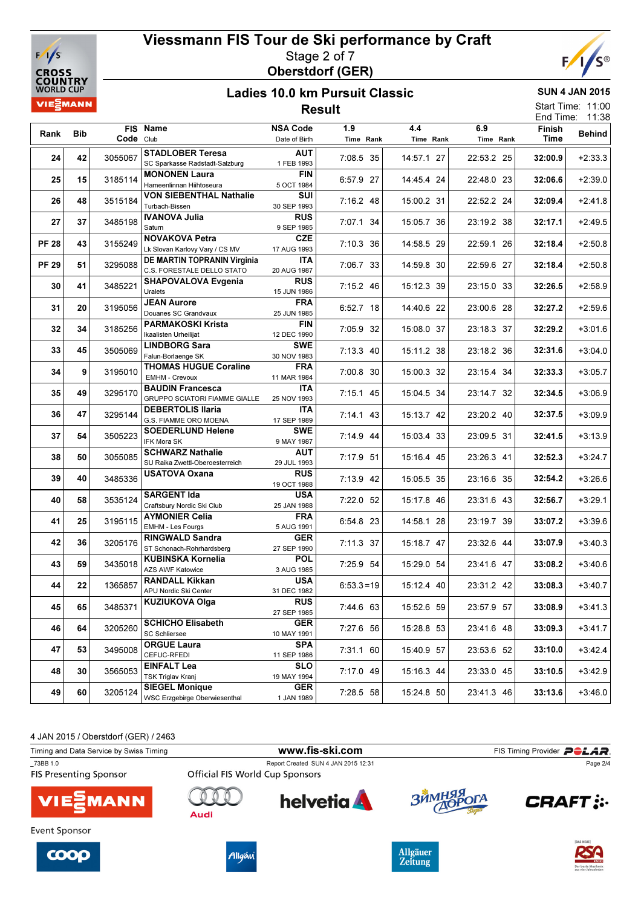# Viessmann FIS Tour de Ski performance by Craft

Stage 2 of 7

Oberstdorf (GER)

## Ladies 10.0 km Pursuit Classic

## Result

SUN 4 JAN 2015

Start Time: 11:00

End Time: 11:38

| Rank | Bib | FIS Code | Name / Club | NSA Code / Date of Birth | 1.9 Time | Rank | 4.4 Time | Rank | 6.9 Time | Rank | Finish Time | Behind |
|---|---|---|---|---|---|---|---|---|---|---|---|---|
| 24 | 42 | 3055067 | **STADLOBER Teresa** SC Sparkasse Radstadt-Salzburg | AUT 1 FEB 1993 | 7:08.5 | 35 | 14:57.1 | 27 | 22:53.2 | 25 | **32:00.9** | +2:33.3 |
| 25 | 15 | 3185114 | **MONONEN Laura** Hameenlinnan Hiihtoseura | FIN 5 OCT 1984 | 6:57.9 | 27 | 14:45.4 | 24 | 22:48.0 | 23 | **32:06.6** | +2:39.0 |
| 26 | 48 | 3515184 | **VON SIEBENTHAL Nathalie** Turbach-Bissen | SUI 30 SEP 1993 | 7:16.2 | 48 | 15:00.2 | 31 | 22:52.2 | 24 | **32:09.4** | +2:41.8 |
| 27 | 37 | 3485198 | **IVANOVA Julia** Saturn | RUS 9 SEP 1985 | 7:07.1 | 34 | 15:05.7 | 36 | 23:19.2 | 38 | **32:17.1** | +2:49.5 |
| PF 28 | 43 | 3155249 | **NOVAKOVA Petra** Lk Slovan Karlovy Vary / CS MV | CZE 17 AUG 1993 | 7:10.3 | 36 | 14:58.5 | 29 | 22:59.1 | 26 | **32:18.4** | +2:50.8 |
| PF 29 | 51 | 3295088 | **DE MARTIN TOPRANIN Virginia** C.S. FORESTALE DELLO STATO | ITA 20 AUG 1987 | 7:06.7 | 33 | 14:59.8 | 30 | 22:59.6 | 27 | **32:18.4** | +2:50.8 |
| 30 | 41 | 3485221 | **SHAPOVALOVA Evgenia** Uralets | RUS 15 JUN 1986 | 7:15.2 | 46 | 15:12.3 | 39 | 23:15.0 | 33 | **32:26.5** | +2:58.9 |
| 31 | 20 | 3195056 | **JEAN Aurore** Douanes SC Grandvaux | FRA 25 JUN 1985 | 6:52.7 | 18 | 14:40.6 | 22 | 23:00.6 | 28 | **32:27.2** | +2:59.6 |
| 32 | 34 | 3185256 | **PARMAKOSKI Krista** Ikaalisten Urheilijat | FIN 12 DEC 1990 | 7:05.9 | 32 | 15:08.0 | 37 | 23:18.3 | 37 | **32:29.2** | +3:01.6 |
| 33 | 45 | 3505069 | **LINDBORG Sara** Falun-Borlaenge SK | SWE 30 NOV 1983 | 7:13.3 | 40 | 15:11.2 | 38 | 23:18.2 | 36 | **32:31.6** | +3:04.0 |
| 34 | 9 | 3195010 | **THOMAS HUGUE Coraline** EMHM - Crevoux | FRA 11 MAR 1984 | 7:00.8 | 30 | 15:00.3 | 32 | 23:15.4 | 34 | **32:33.3** | +3:05.7 |
| 35 | 49 | 3295170 | **BAUDIN Francesca** GRUPPO SCIATORI FIAMME GIALLE | ITA 25 NOV 1993 | 7:15.1 | 45 | 15:04.5 | 34 | 23:14.7 | 32 | **32:34.5** | +3:06.9 |
| 36 | 47 | 3295144 | **DEBERTOLIS Ilaria** G.S. FIAMME ORO MOENA | ITA 17 SEP 1989 | 7:14.1 | 43 | 15:13.7 | 42 | 23:20.2 | 40 | **32:37.5** | +3:09.9 |
| 37 | 54 | 3505223 | **SOEDERLUND Helene** IFK Mora SK | SWE 9 MAY 1987 | 7:14.9 | 44 | 15:03.4 | 33 | 23:09.5 | 31 | **32:41.5** | +3:13.9 |
| 38 | 50 | 3055085 | **SCHWARZ Nathalie** SU Raika Zwettl-Oberoesterreich | AUT 29 JUL 1993 | 7:17.9 | 51 | 15:16.4 | 45 | 23:26.3 | 41 | **32:52.3** | +3:24.7 |
| 39 | 40 | 3485336 | **USATOVA Oxana** | RUS 19 OCT 1988 | 7:13.9 | 42 | 15:05.5 | 35 | 23:16.6 | 35 | **32:54.2** | +3:26.6 |
| 40 | 58 | 3535124 | **SARGENT Ida** Craftsbury Nordic Ski Club | USA 25 JAN 1988 | 7:22.0 | 52 | 15:17.8 | 46 | 23:31.6 | 43 | **32:56.7** | +3:29.1 |
| 41 | 25 | 3195115 | **AYMONIER Celia** EMHM - Les Fourgs | FRA 5 AUG 1991 | 6:54.8 | 23 | 14:58.1 | 28 | 23:19.7 | 39 | **33:07.2** | +3:39.6 |
| 42 | 36 | 3205176 | **RINGWALD Sandra** ST Schonach-Rohrhardsberg | GER 27 SEP 1990 | 7:11.3 | 37 | 15:18.7 | 47 | 23:32.6 | 44 | **33:07.9** | +3:40.3 |
| 43 | 59 | 3435018 | **KUBINSKA Kornelia** AZS AWF Katowice | POL 3 AUG 1985 | 7:25.9 | 54 | 15:29.0 | 54 | 23:41.6 | 47 | **33:08.2** | +3:40.6 |
| 44 | 22 | 1365857 | **RANDALL Kikkan** APU Nordic Ski Center | USA 31 DEC 1982 | 6:53.3 | =19 | 15:12.4 | 40 | 23:31.2 | 42 | **33:08.3** | +3:40.7 |
| 45 | 65 | 3485371 | **KUZIUKOVA Olga** | RUS 27 SEP 1985 | 7:44.6 | 63 | 15:52.6 | 59 | 23:57.9 | 57 | **33:08.9** | +3:41.3 |
| 46 | 64 | 3205260 | **SCHICHO Elisabeth** SC Schliersee | GER 10 MAY 1991 | 7:27.6 | 56 | 15:28.8 | 53 | 23:41.6 | 48 | **33:09.3** | +3:41.7 |
| 47 | 53 | 3495008 | **ORGUE Laura** CEFUC-RFEDI | SPA 11 SEP 1986 | 7:31.1 | 60 | 15:40.9 | 57 | 23:53.6 | 52 | **33:10.0** | +3:42.4 |
| 48 | 30 | 3565053 | **EINFALT Lea** TSK Triglav Kranj | SLO 19 MAY 1994 | 7:17.0 | 49 | 15:16.3 | 44 | 23:33.0 | 45 | **33:10.5** | +3:42.9 |
| 49 | 60 | 3205124 | **SIEGEL Monique** WSC Erzgebirge Oberwiesenthal | GER 1 JAN 1989 | 7:28.5 | 58 | 15:24.8 | 50 | 23:41.3 | 46 | **33:13.6** | +3:46.0 |

4 JAN 2015 / Oberstdorf (GER) / 2463

Timing and Data Service by Swiss Timing — www.fis-ski.com — FIS Timing Provider POLAR

_73BB 1.0 — Report Created SUN 4 JAN 2015 12:31

FIS Presenting Sponsor — Official FIS World Cup Sponsors

Event Sponsor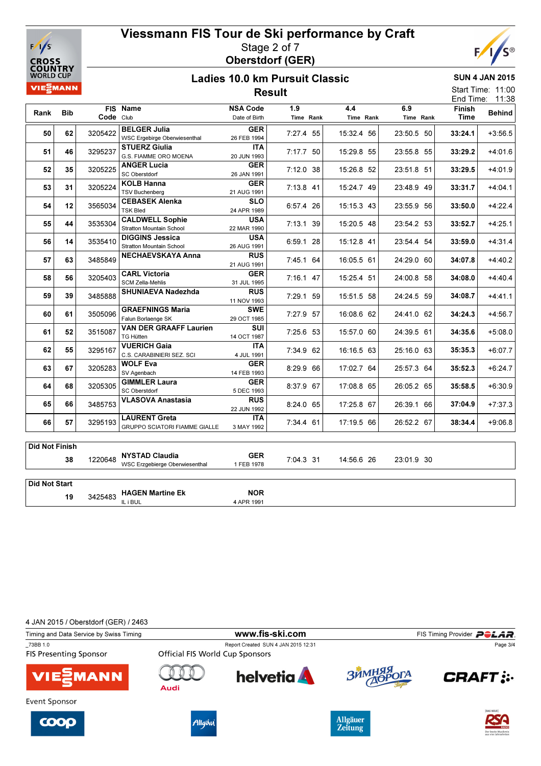# Viessmann FIS Tour de Ski performance by Craft

Stage 2 of 7

Oberstdorf (GER)

## Ladies 10.0 km Pursuit Classic

## Result

SUN 4 JAN 2015

Start Time: 11:00

End Time: 11:38

| Rank | Bib | FIS Code | Name / Club | NSA Code / Date of Birth | 1.9 Time | 1.9 Rank | 4.4 Time | 4.4 Rank | 6.9 Time | 6.9 Rank | Finish Time | Behind |
|---|---|---|---|---|---|---|---|---|---|---|---|---|
| 50 | 62 | 3205422 | **BELGER Julia** WSC Ergebirge Oberwiesenthal | GER 26 FEB 1994 | 7:27.4 | 55 | 15:32.4 | 56 | 23:50.5 | 50 | **33:24.1** | +3:56.5 |
| 51 | 46 | 3295237 | **STUERZ Giulia** G.S. FIAMME ORO MOENA | ITA 20 JUN 1993 | 7:17.7 | 50 | 15:29.8 | 55 | 23:55.8 | 55 | **33:29.2** | +4:01.6 |
| 52 | 35 | 3205225 | **ANGER Lucia** SC Oberstdorf | GER 26 JAN 1991 | 7:12.0 | 38 | 15:26.8 | 52 | 23:51.8 | 51 | **33:29.5** | +4:01.9 |
| 53 | 31 | 3205224 | **KOLB Hanna** TSV Buchenberg | GER 21 AUG 1991 | 7:13.8 | 41 | 15:24.7 | 49 | 23:48.9 | 49 | **33:31.7** | +4:04.1 |
| 54 | 12 | 3565034 | **CEBASEK Alenka** TSK Bled | SLO 24 APR 1989 | 6:57.4 | 26 | 15:15.3 | 43 | 23:55.9 | 56 | **33:50.0** | +4:22.4 |
| 55 | 44 | 3535304 | **CALDWELL Sophie** Stratton Mountain School | USA 22 MAR 1990 | 7:13.1 | 39 | 15:20.5 | 48 | 23:54.2 | 53 | **33:52.7** | +4:25.1 |
| 56 | 14 | 3535410 | **DIGGINS Jessica** Stratton Mountain School | USA 26 AUG 1991 | 6:59.1 | 28 | 15:12.8 | 41 | 23:54.4 | 54 | **33:59.0** | +4:31.4 |
| 57 | 63 | 3485849 | **NECHAEVSKAYA Anna** | RUS 21 AUG 1991 | 7:45.1 | 64 | 16:05.5 | 61 | 24:29.0 | 60 | **34:07.8** | +4:40.2 |
| 58 | 56 | 3205403 | **CARL Victoria** SCM Zella-Mehlis | GER 31 JUL 1995 | 7:16.1 | 47 | 15:25.4 | 51 | 24:00.8 | 58 | **34:08.0** | +4:40.4 |
| 59 | 39 | 3485888 | **SHUNIAEVA Nadezhda** | RUS 11 NOV 1993 | 7:29.1 | 59 | 15:51.5 | 58 | 24:24.5 | 59 | **34:08.7** | +4:41.1 |
| 60 | 61 | 3505096 | **GRAEFNINGS Maria** Falun Borlaenge SK | SWE 29 OCT 1985 | 7:27.9 | 57 | 16:08.6 | 62 | 24:41.0 | 62 | **34:24.3** | +4:56.7 |
| 61 | 52 | 3515087 | **VAN DER GRAAFF Laurien** TG Hütten | SUI 14 OCT 1987 | 7:25.6 | 53 | 15:57.0 | 60 | 24:39.5 | 61 | **34:35.6** | +5:08.0 |
| 62 | 55 | 3295167 | **VUERICH Gaia** C.S. CARABINIERI SEZ. SCI | ITA 4 JUL 1991 | 7:34.9 | 62 | 16:16.5 | 63 | 25:16.0 | 63 | **35:35.3** | +6:07.7 |
| 63 | 67 | 3205283 | **WOLF Eva** SV Agenbach | GER 14 FEB 1993 | 8:29.9 | 66 | 17:02.7 | 64 | 25:57.3 | 64 | **35:52.3** | +6:24.7 |
| 64 | 68 | 3205305 | **GIMMLER Laura** SC Oberstdorf | GER 5 DEC 1993 | 8:37.9 | 67 | 17:08.8 | 65 | 26:05.2 | 65 | **35:58.5** | +6:30.9 |
| 65 | 66 | 3485753 | **VLASOVA Anastasia** | RUS 22 JUN 1992 | 8:24.0 | 65 | 17:25.8 | 67 | 26:39.1 | 66 | **37:04.9** | +7:37.3 |
| 66 | 57 | 3295193 | **LAURENT Greta** GRUPPO SCIATORI FIAMME GIALLE | ITA 3 MAY 1992 | 7:34.4 | 61 | 17:19.5 | 66 | 26:52.2 | 67 | **38:34.4** | +9:06.8 |

**Did Not Finish**

| Bib | FIS Code | Name / Club | NSA Code / Date of Birth | 1.9 Time | 1.9 Rank | 4.4 Time | 4.4 Rank | 6.9 Time | 6.9 Rank |
|---|---|---|---|---|---|---|---|---|---|
| 38 | 1220648 | **NYSTAD Claudia** WSC Erzgebierge Oberwiesenthal | GER 1 FEB 1978 | 7:04.3 | 31 | 14:56.6 | 26 | 23:01.9 | 30 |

**Did Not Start**

| Bib | FIS Code | Name / Club | NSA Code / Date of Birth |
|---|---|---|---|
| 19 | 3425483 | **HAGEN Martine Ek** IL i BUL | NOR 4 APR 1991 |

4 JAN 2015 / Oberstdorf (GER) / 2463

Timing and Data Service by Swiss Timing — www.fis-ski.com — FIS Timing Provider POLAR

_73BB 1.0 — Report Created SUN 4 JAN 2015 12:31

FIS Presenting Sponsor: VIESSMANN

Official FIS World Cup Sponsors: Audi, helvetia, Зимняя Дорога, CRAFT

Event Sponsor: coop, Allgäu, Allgäuer Zeitung, RSA Radio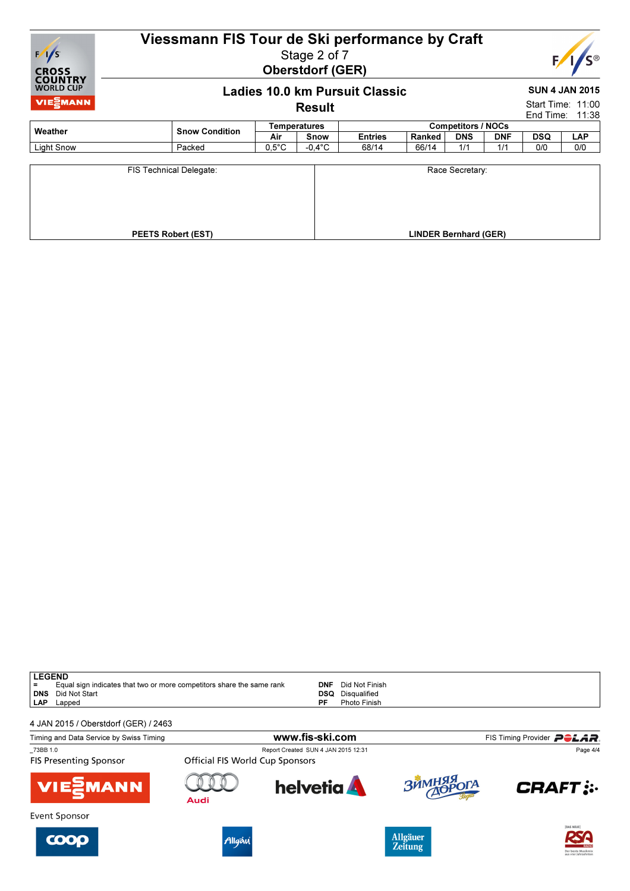# Viessmann FIS Tour de Ski performance by Craft

Stage 2 of 7

**Oberstdorf (GER)**

## Ladies 10.0 km Pursuit Classic

## Result

**SUN 4 JAN 2015**

Start Time: 11:00
End Time: 11:38

| Weather | Snow Condition | Temperatures | | Competitors / NOCs | | | | | |
|---|---|---|---|---|---|---|---|---|---|
| | | Air | Snow | Entries | Ranked | DNS | DNF | DSQ | LAP |
| Light Snow | Packed | 0,5°C | -0,4°C | 68/14 | 66/14 | 1/1 | 1/1 | 0/0 | 0/0 |

| FIS Technical Delegate: | Race Secretary: |
|---|---|
| **PEETS Robert (EST)** | **LINDER Bernhard (GER)** |

**LEGEND**

| | | | |
|---|---|---|---|
| = | Equal sign indicates that two or more competitors share the same rank | DNF | Did Not Finish |
| DNS | Did Not Start | DSQ | Disqualified |
| LAP | Lapped | PF | Photo Finish |

4 JAN 2015 / Oberstdorf (GER) / 2463

Timing and Data Service by Swiss Timing — www.fis-ski.com — FIS Timing Provider POLAR

_73BB 1.0 — Report Created SUN 4 JAN 2015 12:31

FIS Presenting Sponsor — Official FIS World Cup Sponsors

Event Sponsor